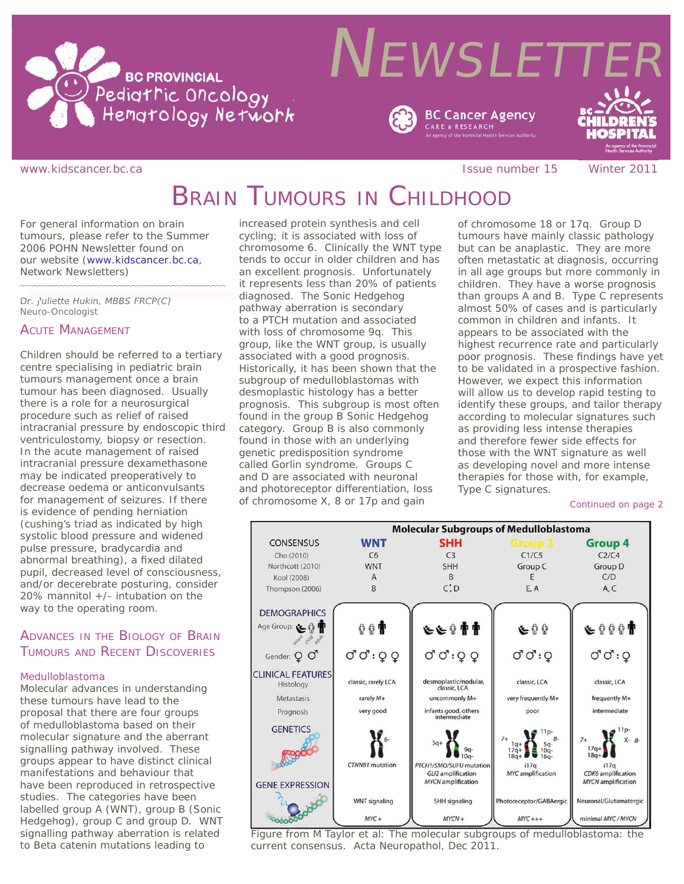# NEWSLETTER

BC PROVINCIAL Pediatric Oncology Hematology Network

BC Cancer Agency CARE & RESEARCH — An agency of the Provincial Health Services Authority

BC Children's Hospital — An agency of the Provincial Health Services Authority

www.kidscancer.bc.ca — Issue number 15 — Winter 2011

# BRAIN TUMOURS IN CHILDHOOD

For general information on brain tumours, please refer to the Summer 2006 POHN Newsletter found on our website (www.kidscancer.bc.ca, Network Newsletters)

*Dr. Juliette Hukin, MBBS FRCP(C)*
Neuro-Oncologist

## ACUTE MANAGEMENT

Children should be referred to a tertiary centre specialising in pediatric brain tumours management once a brain tumour has been diagnosed. Usually there is a role for a neurosurgical procedure such as relief of raised intracranial pressure by endoscopic third ventriculostomy, biopsy or resection. In the acute management of raised intracranial pressure dexamethasone may be indicated preoperatively to decrease oedema or anticonvulsants for management of seizures. If there is evidence of pending herniation (cushing's triad as indicated by high systolic blood pressure and widened pulse pressure, bradycardia and abnormal breathing), a fixed dilated pupil, decreased level of consciousness, and/or decerebrate posturing, consider 20% mannitol +/- intubation on the way to the operating room.

## ADVANCES IN THE BIOLOGY OF BRAIN TUMOURS AND RECENT DISCOVERIES

### Medulloblastoma

Molecular advances in understanding these tumours have lead to the proposal that there are four groups of medulloblastoma based on their molecular signature and the aberrant signalling pathway involved. These groups appear to have distinct clinical manifestations and behaviour that have been reproduced in retrospective studies. The categories have been labelled group A (WNT), group B (Sonic Hedgehog), group C and group D. WNT signalling pathway aberration is related to Beta catenin mutations leading to increased protein synthesis and cell cycling; it is associated with loss of chromosome 6. Clinically the WNT type tends to occur in older children and has an excellent prognosis. Unfortunately it represents less than 20% of patients diagnosed. The Sonic Hedgehog pathway aberration is secondary to a PTCH mutation and associated with loss of chromosome 9q. This group, like the WNT group, is usually associated with a good prognosis. Historically, it has been shown that the subgroup of medulloblastomas with desmoplastic histology has a better prognosis. This subgroup is most often found in the group B Sonic Hedgehog category. Group B is also commonly found in those with an underlying genetic predisposition syndrome called Gorlin syndrome. Groups C and D are associated with neuronal and photoreceptor differentiation, loss of chromosome X, 8 or 17p and gain of chromosome 18 or 17q. Group D tumours have mainly classic pathology but can be anaplastic. They are more often metastatic at diagnosis, occurring in all age groups but more commonly in children. They have a worse prognosis than groups A and B. Type C represents almost 50% of cases and is particularly common in children and infants. It appears to be associated with the highest recurrence rate and particularly poor prognosis. These findings have yet to be validated in a prospective fashion. However, we expect this information will allow us to develop rapid testing to identify these groups, and tailor therapy according to molecular signatures such as providing less intense therapies and therefore fewer side effects for those with the WNT signature as well as developing novel and more intense therapies for those with, for example, Type C signatures.

Continued on page 2

**Molecular Subgroups of Medulloblastoma**

| CONSENSUS | WNT | SHH | Group 3 | Group 4 |
|---|---|---|---|---|
| Cho (2010) | C6 | C3 | C1/C5 | C2/C4 |
| Northcott (2010) | WNT | SHH | Group C | Group D |
| Kool (2008) | A | B | E | C/D |
| Thompson (2006) | B | C, D | E, A | A, C |
| **DEMOGRAPHICS** | | | | |
| Age Group (infant, child, adult) | child, child, adult | infant, infant, child, adult, adult | infant, child, child | infant, child, child, child, adult |
| Gender | ♂♂:♀♀ | ♂♂:♀♀ | ♂♂:♀ | ♂♂:♀ |
| **CLINICAL FEATURES** | | | | |
| Histology | classic, rarely LCA | desmoplastic/nodular, classic, LCA | classic, LCA | classic, LCA |
| Metastasis | rarely M+ | uncommonly M+ | very frequently M+ | frequently M+ |
| Prognosis | very good | infants good, others intermediate | poor | intermediate |
| **GENETICS** | 6- ; *CTNNB1* mutation | 3q+, 9q-, 10q- ; *PTCH1/SMO/SUFU* mutation, *GLI2* amplification, *MYCN* amplification | 7+, 1q+, 17q+, 18q+, 11p-, 8-, 5q-, 10q-, 16q-, i17q ; *MYC* amplification | 7+, 17q+, 18q+, 11p-, X-, 8-, i17q ; *CDK6* amplification, *MYCN* amplification |
| **GENE EXPRESSION** | WNT signaling; *MYC* + | SHH signaling; *MYCN* + | Photoreceptor/GABAergic; *MYC* +++ | Neuronal/Glutamatergic; minimal *MYC*/*MYCN* |

Figure from M Taylor et al: The molecular subgroups of medulloblastoma: the current consensus. Acta Neuropathol, Dec 2011.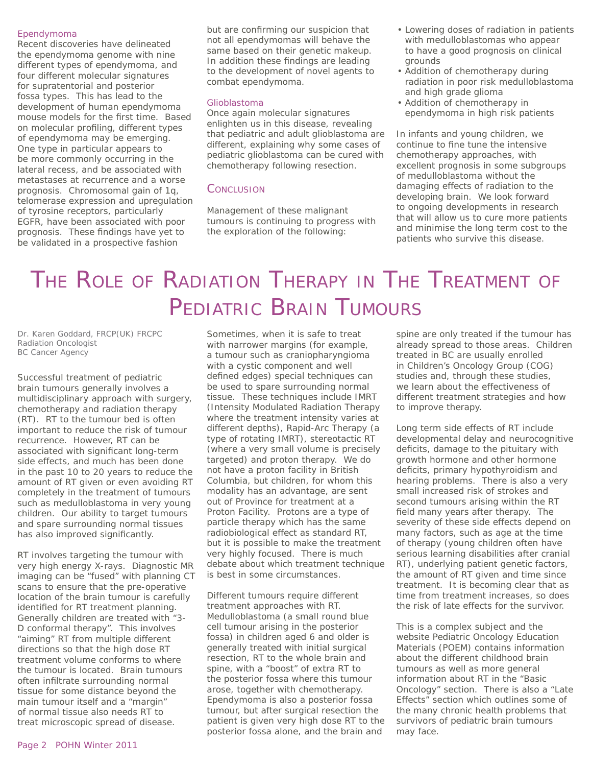### Ependymoma

Recent discoveries have delineated the ependymoma genome with nine different types of ependymoma, and four different molecular signatures for supratentorial and posterior fossa types. This has lead to the development of human ependymoma mouse models for the first time. Based on molecular profiling, different types of ependymoma may be emerging. One type in particular appears to be more commonly occurring in the lateral recess, and be associated with metastases at recurrence and a worse prognosis. Chromosomal gain of 1q, telomerase expression and upregulation of tyrosine receptors, particularly EGFR, have been associated with poor prognosis. These findings have yet to be validated in a prospective fashion but are confirming our suspicion that not all ependymomas will behave the same based on their genetic makeup. In addition these findings are leading to the development of novel agents to combat ependymoma.

### Glioblastoma

Once again molecular signatures enlighten us in this disease, revealing that pediatric and adult glioblastoma are different, explaining why some cases of pediatric glioblastoma can be cured with chemotherapy following resection.

## Conclusion

Management of these malignant tumours is continuing to progress with the exploration of the following:

- Lowering doses of radiation in patients with medulloblastomas who appear to have a good prognosis on clinical grounds
- Addition of chemotherapy during radiation in poor risk medulloblastoma and high grade glioma
- Addition of chemotherapy in ependymoma in high risk patients

In infants and young children, we continue to fine tune the intensive chemotherapy approaches, with excellent prognosis in some subgroups of medulloblastoma without the damaging effects of radiation to the developing brain. We look forward to ongoing developments in research that will allow us to cure more patients and minimise the long term cost to the patients who survive this disease.

# The Role of Radiation Therapy in The Treatment of Pediatric Brain Tumours

Dr. Karen Goddard, FRCP(UK) FRCPC
Radiation Oncologist
BC Cancer Agency

Successful treatment of pediatric brain tumours generally involves a multidisciplinary approach with surgery, chemotherapy and radiation therapy (RT). RT to the tumour bed is often important to reduce the risk of tumour recurrence. However, RT can be associated with significant long-term side effects, and much has been done in the past 10 to 20 years to reduce the amount of RT given or even avoiding RT completely in the treatment of tumours such as medulloblastoma in very young children. Our ability to target tumours and spare surrounding normal tissues has also improved significantly.

RT involves targeting the tumour with very high energy X-rays. Diagnostic MR imaging can be "fused" with planning CT scans to ensure that the pre-operative location of the brain tumour is carefully identified for RT treatment planning. Generally children are treated with "3-D conformal therapy". This involves "aiming" RT from multiple different directions so that the high dose RT treatment volume conforms to where the tumour is located. Brain tumours often infiltrate surrounding normal tissue for some distance beyond the main tumour itself and a "margin" of normal tissue also needs RT to treat microscopic spread of disease.

Sometimes, when it is safe to treat with narrower margins (for example, a tumour such as craniopharyngioma with a cystic component and well defined edges) special techniques can be used to spare surrounding normal tissue. These techniques include IMRT (Intensity Modulated Radiation Therapy where the treatment intensity varies at different depths), Rapid-Arc Therapy (a type of rotating IMRT), stereotactic RT (where a very small volume is precisely targeted) and proton therapy. We do not have a proton facility in British Columbia, but children, for whom this modality has an advantage, are sent out of Province for treatment at a Proton Facility. Protons are a type of particle therapy which has the same radiobiological effect as standard RT, but it is possible to make the treatment very highly focused. There is much debate about which treatment technique is best in some circumstances.

Different tumours require different treatment approaches with RT. Medulloblastoma (a small round blue cell tumour arising in the posterior fossa) in children aged 6 and older is generally treated with initial surgical resection, RT to the whole brain and spine, with a "boost" of extra RT to the posterior fossa where this tumour arose, together with chemotherapy. Ependymoma is also a posterior fossa tumour, but after surgical resection the patient is given very high dose RT to the posterior fossa alone, and the brain and spine are only treated if the tumour has already spread to those areas. Children treated in BC are usually enrolled in Children's Oncology Group (COG) studies and, through these studies, we learn about the effectiveness of different treatment strategies and how to improve therapy.

Long term side effects of RT include developmental delay and neurocognitive deficits, damage to the pituitary with growth hormone and other hormone deficits, primary hypothyroidism and hearing problems. There is also a very small increased risk of strokes and second tumours arising within the RT field many years after therapy. The severity of these side effects depend on many factors, such as age at the time of therapy (young children often have serious learning disabilities after cranial RT), underlying patient genetic factors, the amount of RT given and time since treatment. It is becoming clear that as time from treatment increases, so does the risk of late effects for the survivor.

This is a complex subject and the website Pediatric Oncology Education Materials (POEM) contains information about the different childhood brain tumours as well as more general information about RT in the "Basic Oncology" section. There is also a "Late Effects" section which outlines some of the many chronic health problems that survivors of pediatric brain tumours may face.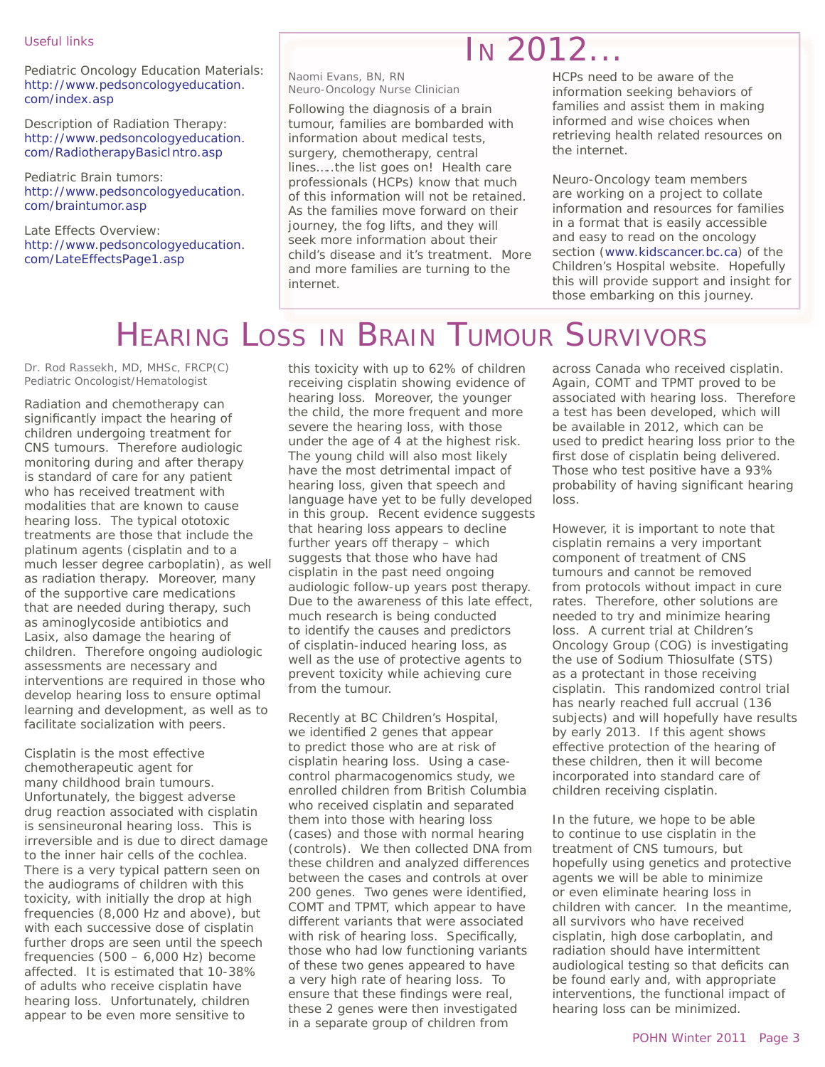Useful links

Pediatric Oncology Education Materials: http://www.pedsoncologyeducation.com/index.asp

Description of Radiation Therapy: http://www.pedsoncologyeducation.com/RadiotherapyBasicIntro.asp

Pediatric Brain tumors: http://www.pedsoncologyeducation.com/braintumor.asp

Late Effects Overview: http://www.pedsoncologyeducation.com/LateEffectsPage1.asp

## In 2012…

Naomi Evans, BN, RN
Neuro-Oncology Nurse Clinician

Following the diagnosis of a brain tumour, families are bombarded with information about medical tests, surgery, chemotherapy, central lines…..the list goes on! Health care professionals (HCPs) know that much of this information will not be retained. As the families move forward on their journey, the fog lifts, and they will seek more information about their child's disease and it's treatment. More and more families are turning to the internet.

HCPs need to be aware of the information seeking behaviors of families and assist them in making informed and wise choices when retrieving health related resources on the internet.

Neuro-Oncology team members are working on a project to collate information and resources for families in a format that is easily accessible and easy to read on the oncology section (www.kidscancer.bc.ca) of the Children's Hospital website. Hopefully this will provide support and insight for those embarking on this journey.

# Hearing Loss in Brain Tumour Survivors

Dr. Rod Rassekh, MD, MHSc, FRCP(C)
Pediatric Oncologist/Hematologist

Radiation and chemotherapy can significantly impact the hearing of children undergoing treatment for CNS tumours. Therefore audiologic monitoring during and after therapy is standard of care for any patient who has received treatment with modalities that are known to cause hearing loss. The typical ototoxic treatments are those that include the platinum agents (cisplatin and to a much lesser degree carboplatin), as well as radiation therapy. Moreover, many of the supportive care medications that are needed during therapy, such as aminoglycoside antibiotics and Lasix, also damage the hearing of children. Therefore ongoing audiologic assessments are necessary and interventions are required in those who develop hearing loss to ensure optimal learning and development, as well as to facilitate socialization with peers.

Cisplatin is the most effective chemotherapeutic agent for many childhood brain tumours. Unfortunately, the biggest adverse drug reaction associated with cisplatin is sensineuronal hearing loss. This is irreversible and is due to direct damage to the inner hair cells of the cochlea. There is a very typical pattern seen on the audiograms of children with this toxicity, with initially the drop at high frequencies (8,000 Hz and above), but with each successive dose of cisplatin further drops are seen until the speech frequencies (500 – 6,000 Hz) become affected. It is estimated that 10-38% of adults who receive cisplatin have hearing loss. Unfortunately, children appear to be even more sensitive to this toxicity with up to 62% of children receiving cisplatin showing evidence of hearing loss. Moreover, the younger the child, the more frequent and more severe the hearing loss, with those under the age of 4 at the highest risk. The young child will also most likely have the most detrimental impact of hearing loss, given that speech and language have yet to be fully developed in this group. Recent evidence suggests that hearing loss appears to decline further years off therapy – which suggests that those who have had cisplatin in the past need ongoing audiologic follow-up years post therapy. Due to the awareness of this late effect, much research is being conducted to identify the causes and predictors of cisplatin-induced hearing loss, as well as the use of protective agents to prevent toxicity while achieving cure from the tumour.

Recently at BC Children's Hospital, we identified 2 genes that appear to predict those who are at risk of cisplatin hearing loss. Using a case-control pharmacogenomics study, we enrolled children from British Columbia who received cisplatin and separated them into those with hearing loss (cases) and those with normal hearing (controls). We then collected DNA from these children and analyzed differences between the cases and controls at over 200 genes. Two genes were identified, COMT and TPMT, which appear to have different variants that were associated with risk of hearing loss. Specifically, those who had low functioning variants of these two genes appeared to have a very high rate of hearing loss. To ensure that these findings were real, these 2 genes were then investigated in a separate group of children from across Canada who received cisplatin. Again, COMT and TPMT proved to be associated with hearing loss. Therefore a test has been developed, which will be available in 2012, which can be used to predict hearing loss prior to the first dose of cisplatin being delivered. Those who test positive have a 93% probability of having significant hearing loss.

However, it is important to note that cisplatin remains a very important component of treatment of CNS tumours and cannot be removed from protocols without impact in cure rates. Therefore, other solutions are needed to try and minimize hearing loss. A current trial at Children's Oncology Group (COG) is investigating the use of Sodium Thiosulfate (STS) as a protectant in those receiving cisplatin. This randomized control trial has nearly reached full accrual (136 subjects) and will hopefully have results by early 2013. If this agent shows effective protection of the hearing of these children, then it will become incorporated into standard care of children receiving cisplatin.

In the future, we hope to be able to continue to use cisplatin in the treatment of CNS tumours, but hopefully using genetics and protective agents we will be able to minimize or even eliminate hearing loss in children with cancer. In the meantime, all survivors who have received cisplatin, high dose carboplatin, and radiation should have intermittent audiological testing so that deficits can be found early and, with appropriate interventions, the functional impact of hearing loss can be minimized.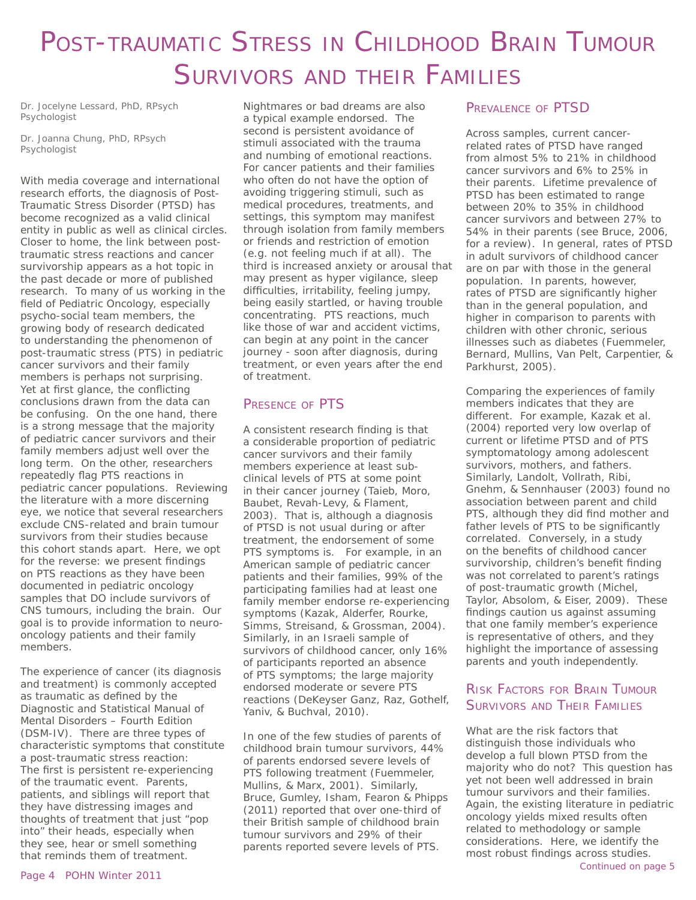# Post-traumatic Stress in Childhood Brain Tumour Survivors and their Families

Dr. Jocelyne Lessard, PhD, RPsych
Psychologist

Dr. Joanna Chung, PhD, RPsych
Psychologist

With media coverage and international research efforts, the diagnosis of Post-Traumatic Stress Disorder (PTSD) has become recognized as a valid clinical entity in public as well as clinical circles. Closer to home, the link between post-traumatic stress reactions and cancer survivorship appears as a hot topic in the past decade or more of published research. To many of us working in the field of Pediatric Oncology, especially psycho-social team members, the growing body of research dedicated to understanding the phenomenon of post-traumatic stress (PTS) in pediatric cancer survivors and their family members is perhaps not surprising. Yet at first glance, the conflicting conclusions drawn from the data can be confusing. On the one hand, there is a strong message that the majority of pediatric cancer survivors and their family members adjust well over the long term. On the other, researchers repeatedly flag PTS reactions in pediatric cancer populations. Reviewing the literature with a more discerning eye, we notice that several researchers exclude CNS-related and brain tumour survivors from their studies because this cohort stands apart. Here, we opt for the reverse: we present findings on PTS reactions as they have been documented in pediatric oncology samples that DO include survivors of CNS tumours, including the brain. Our goal is to provide information to neuro-oncology patients and their family members.

The experience of cancer (its diagnosis and treatment) is commonly accepted as traumatic as defined by the Diagnostic and Statistical Manual of Mental Disorders – Fourth Edition (DSM-IV). There are three types of characteristic symptoms that constitute a post-traumatic stress reaction: The first is persistent re-experiencing of the traumatic event. Parents, patients, and siblings will report that they have distressing images and thoughts of treatment that just "pop into" their heads, especially when they see, hear or smell something that reminds them of treatment. Nightmares or bad dreams are also a typical example endorsed. The second is persistent avoidance of stimuli associated with the trauma and numbing of emotional reactions. For cancer patients and their families who often do not have the option of avoiding triggering stimuli, such as medical procedures, treatments, and settings, this symptom may manifest through isolation from family members or friends and restriction of emotion (e.g. not feeling much if at all). The third is increased anxiety or arousal that may present as hyper vigilance, sleep difficulties, irritability, feeling jumpy, being easily startled, or having trouble concentrating. PTS reactions, much like those of war and accident victims, can begin at any point in the cancer journey - soon after diagnosis, during treatment, or even years after the end of treatment.

## Presence of PTS

A consistent research finding is that a considerable proportion of pediatric cancer survivors and their family members experience at least sub-clinical levels of PTS at some point in their cancer journey (Taieb, Moro, Baubet, Revah-Levy, & Flament, 2003). That is, although a diagnosis of PTSD is not usual during or after treatment, the endorsement of some PTS symptoms is. For example, in an American sample of pediatric cancer patients and their families, 99% of the participating families had at least one family member endorse re-experiencing symptoms (Kazak, Alderfer, Rourke, Simms, Streisand, & Grossman, 2004). Similarly, in an Israeli sample of survivors of childhood cancer, only 16% of participants reported an absence of PTS symptoms; the large majority endorsed moderate or severe PTS reactions (DeKeyser Ganz, Raz, Gothelf, Yaniv, & Buchval, 2010).

In one of the few studies of parents of childhood brain tumour survivors, 44% of parents endorsed severe levels of PTS following treatment (Fuemmeler, Mullins, & Marx, 2001). Similarly, Bruce, Gumley, Isham, Fearon & Phipps (2011) reported that over one-third of their British sample of childhood brain tumour survivors and 29% of their parents reported severe levels of PTS.

## Prevalence of PTSD

Across samples, current cancer-related rates of PTSD have ranged from almost 5% to 21% in childhood cancer survivors and 6% to 25% in their parents. Lifetime prevalence of PTSD has been estimated to range between 20% to 35% in childhood cancer survivors and between 27% to 54% in their parents (see Bruce, 2006, for a review). In general, rates of PTSD in adult survivors of childhood cancer are on par with those in the general population. In parents, however, rates of PTSD are significantly higher than in the general population, and higher in comparison to parents with children with other chronic, serious illnesses such as diabetes (Fuemmeler, Bernard, Mullins, Van Pelt, Carpentier, & Parkhurst, 2005).

Comparing the experiences of family members indicates that they are different. For example, Kazak et al. (2004) reported very low overlap of current or lifetime PTSD and of PTS symptomatology among adolescent survivors, mothers, and fathers. Similarly, Landolt, Vollrath, Ribi, Gnehm, & Sennhauser (2003) found no association between parent and child PTS, although they did find mother and father levels of PTS to be significantly correlated. Conversely, in a study on the benefits of childhood cancer survivorship, children's benefit finding was not correlated to parent's ratings of post-traumatic growth (Michel, Taylor, Absolom, & Eiser, 2009). These findings caution us against assuming that one family member's experience is representative of others, and they highlight the importance of assessing parents and youth independently.

## Risk Factors for Brain Tumour Survivors and Their Families

What are the risk factors that distinguish those individuals who develop a full blown PTSD from the majority who do not? This question has yet not been well addressed in brain tumour survivors and their families. Again, the existing literature in pediatric oncology yields mixed results often related to methodology or sample considerations. Here, we identify the most robust findings across studies.

Continued on page 5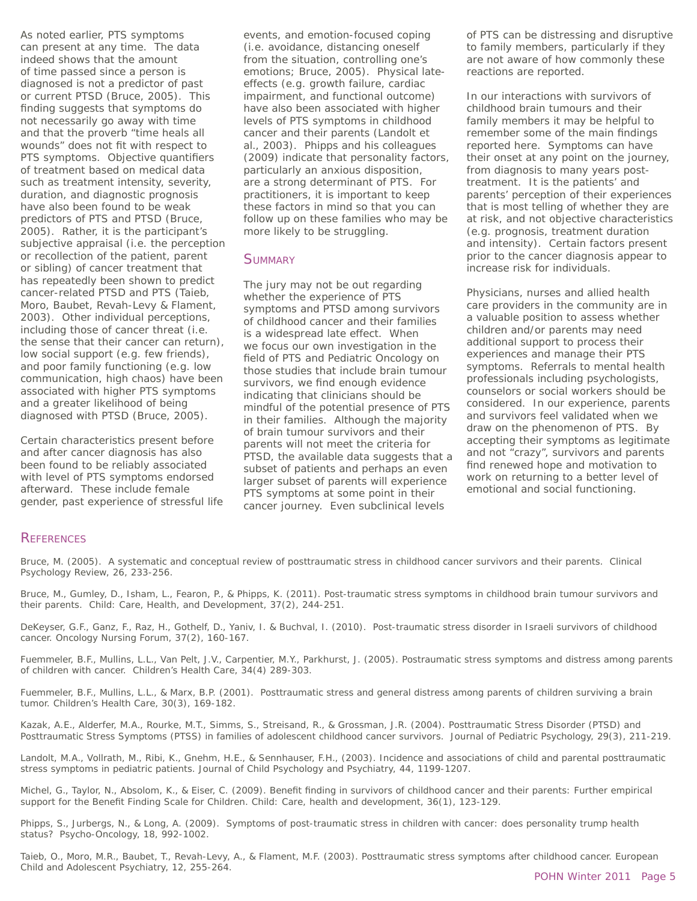As noted earlier, PTS symptoms can present at any time. The data indeed shows that the amount of time passed since a person is diagnosed is not a predictor of past or current PTSD (Bruce, 2005). This finding suggests that symptoms do not necessarily go away with time and that the proverb "time heals all wounds" does not fit with respect to PTS symptoms. Objective quantifiers of treatment based on medical data such as treatment intensity, severity, duration, and diagnostic prognosis have also been found to be weak predictors of PTS and PTSD (Bruce, 2005). Rather, it is the participant's subjective appraisal (i.e. the perception or recollection of the patient, parent or sibling) of cancer treatment that has repeatedly been shown to predict cancer-related PTSD and PTS (Taieb, Moro, Baubet, Revah-Levy & Flament, 2003). Other individual perceptions, including those of cancer threat (i.e. the sense that their cancer can return), low social support (e.g. few friends), and poor family functioning (e.g. low communication, high chaos) have been associated with higher PTS symptoms and a greater likelihood of being diagnosed with PTSD (Bruce, 2005).

Certain characteristics present before and after cancer diagnosis has also been found to be reliably associated with level of PTS symptoms endorsed afterward. These include female gender, past experience of stressful life events, and emotion-focused coping (i.e. avoidance, distancing oneself from the situation, controlling one's emotions; Bruce, 2005). Physical late-effects (e.g. growth failure, cardiac impairment, and functional outcome) have also been associated with higher levels of PTS symptoms in childhood cancer and their parents (Landolt et al., 2003). Phipps and his colleagues (2009) indicate that personality factors, particularly an anxious disposition, are a strong determinant of PTS. For practitioners, it is important to keep these factors in mind so that you can follow up on these families who may be more likely to be struggling.

## Summary

The jury may not be out regarding whether the experience of PTS symptoms and PTSD among survivors of childhood cancer and their families is a widespread late effect. When we focus our own investigation in the field of PTS and Pediatric Oncology on those studies that include brain tumour survivors, we find enough evidence indicating that clinicians should be mindful of the potential presence of PTS in their families. Although the majority of brain tumour survivors and their parents will not meet the criteria for PTSD, the available data suggests that a subset of patients and perhaps an even larger subset of parents will experience PTS symptoms at some point in their cancer journey. Even subclinical levels of PTS can be distressing and disruptive to family members, particularly if they are not aware of how commonly these reactions are reported.

In our interactions with survivors of childhood brain tumours and their family members it may be helpful to remember some of the main findings reported here. Symptoms can have their onset at any point on the journey, from diagnosis to many years post-treatment. It is the patients' and parents' perception of their experiences that is most telling of whether they are at risk, and not objective characteristics (e.g. prognosis, treatment duration and intensity). Certain factors present prior to the cancer diagnosis appear to increase risk for individuals.

Physicians, nurses and allied health care providers in the community are in a valuable position to assess whether children and/or parents may need additional support to process their experiences and manage their PTS symptoms. Referrals to mental health professionals including psychologists, counselors or social workers should be considered. In our experience, parents and survivors feel validated when we draw on the phenomenon of PTS. By accepting their symptoms as legitimate and not "crazy", survivors and parents find renewed hope and motivation to work on returning to a better level of emotional and social functioning.

## References

Bruce, M. (2005). A systematic and conceptual review of posttraumatic stress in childhood cancer survivors and their parents. Clinical Psychology Review, 26, 233-256.

Bruce, M., Gumley, D., Isham, L., Fearon, P., & Phipps, K. (2011). Post-traumatic stress symptoms in childhood brain tumour survivors and their parents. Child: Care, Health, and Development, 37(2), 244-251.

DeKeyser, G.F., Ganz, F., Raz, H., Gothelf, D., Yaniv, I. & Buchval, I. (2010). Post-traumatic stress disorder in Israeli survivors of childhood cancer. Oncology Nursing Forum, 37(2), 160-167.

Fuemmeler, B.F., Mullins, L.L., Van Pelt, J.V., Carpentier, M.Y., Parkhurst, J. (2005). Postraumatic stress symptoms and distress among parents of children with cancer. Children's Health Care, 34(4) 289-303.

Fuemmeler, B.F., Mullins, L.L., & Marx, B.P. (2001). Posttraumatic stress and general distress among parents of children surviving a brain tumor. Children's Health Care, 30(3), 169-182.

Kazak, A.E., Alderfer, M.A., Rourke, M.T., Simms, S., Streisand, R., & Grossman, J.R. (2004). Posttraumatic Stress Disorder (PTSD) and Posttraumatic Stress Symptoms (PTSS) in families of adolescent childhood cancer survivors. Journal of Pediatric Psychology, 29(3), 211-219.

Landolt, M.A., Vollrath, M., Ribi, K., Gnehm, H.E., & Sennhauser, F.H., (2003). Incidence and associations of child and parental posttraumatic stress symptoms in pediatric patients. Journal of Child Psychology and Psychiatry, 44, 1199-1207.

Michel, G., Taylor, N., Absolom, K., & Eiser, C. (2009). Benefit finding in survivors of childhood cancer and their parents: Further empirical support for the Benefit Finding Scale for Children. Child: Care, health and development, 36(1), 123-129.

Phipps, S., Jurbergs, N., & Long, A. (2009). Symptoms of post-traumatic stress in children with cancer: does personality trump health status? Psycho-Oncology, 18, 992-1002.

Taieb, O., Moro, M.R., Baubet, T., Revah-Levy, A., & Flament, M.F. (2003). Posttraumatic stress symptoms after childhood cancer. European Child and Adolescent Psychiatry, 12, 255-264.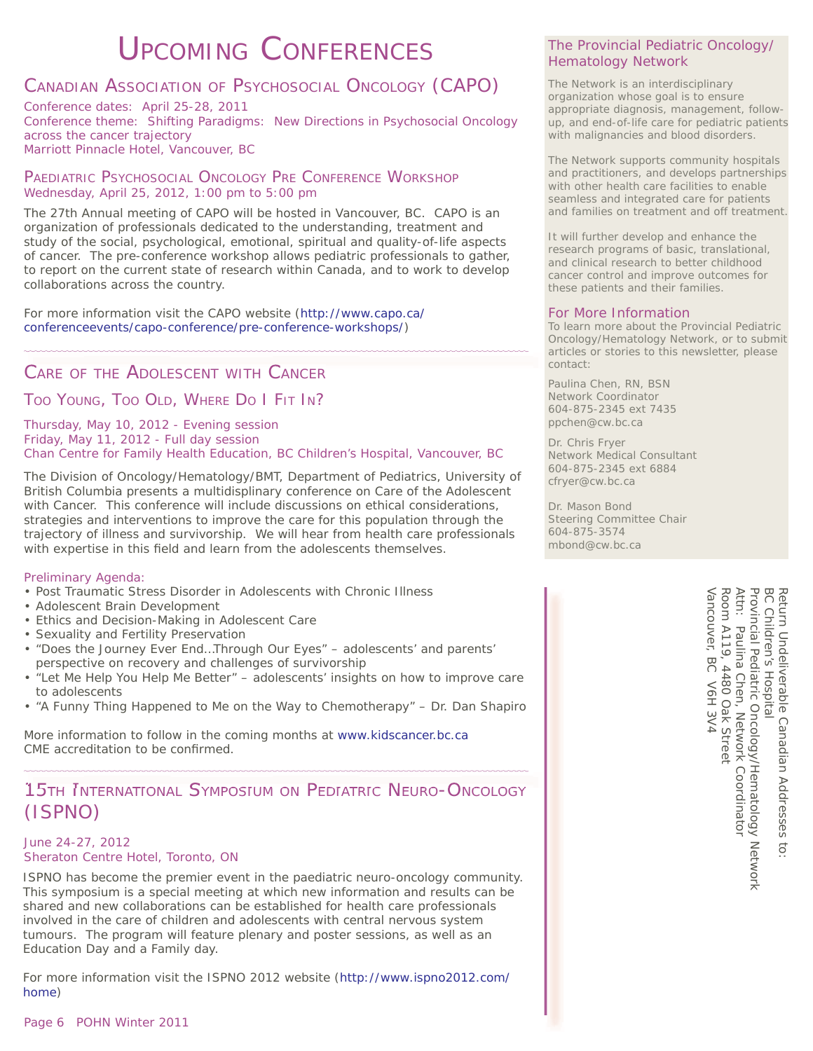# Upcoming Conferences

## Canadian Association of Psychosocial Oncology (CAPO)

Conference dates: April 25-28, 2011
Conference theme: Shifting Paradigms: New Directions in Psychosocial Oncology across the cancer trajectory
Marriott Pinnacle Hotel, Vancouver, BC

### Paediatric Psychosocial Oncology Pre Conference Workshop

Wednesday, April 25, 2012, 1:00 pm to 5:00 pm

The 27th Annual meeting of CAPO will be hosted in Vancouver, BC. CAPO is an organization of professionals dedicated to the understanding, treatment and study of the social, psychological, emotional, spiritual and quality-of-life aspects of cancer. The pre-conference workshop allows pediatric professionals to gather, to report on the current state of research within Canada, and to work to develop collaborations across the country.

For more information visit the CAPO website (http://www.capo.ca/conferenceevents/capo-conference/pre-conference-workshops/)

## Care of the Adolescent with Cancer

### Too Young, Too Old, Where Do I Fit In?

Thursday, May 10, 2012 - Evening session
Friday, May 11, 2012 - Full day session
Chan Centre for Family Health Education, BC Children's Hospital, Vancouver, BC

The Division of Oncology/Hematology/BMT, Department of Pediatrics, University of British Columbia presents a multidisplinary conference on Care of the Adolescent with Cancer. This conference will include discussions on ethical considerations, strategies and interventions to improve the care for this population through the trajectory of illness and survivorship. We will hear from health care professionals with expertise in this field and learn from the adolescents themselves.

Preliminary Agenda:

- Post Traumatic Stress Disorder in Adolescents with Chronic Illness
- Adolescent Brain Development
- Ethics and Decision-Making in Adolescent Care
- Sexuality and Fertility Preservation
- "Does the Journey Ever End...Through Our Eyes" – adolescents' and parents' perspective on recovery and challenges of survivorship
- "Let Me Help You Help Me Better" – adolescents' insights on how to improve care to adolescents
- "A Funny Thing Happened to Me on the Way to Chemotherapy" – Dr. Dan Shapiro

More information to follow in the coming months at www.kidscancer.bc.ca
CME accreditation to be confirmed.

## 15th International Symposium on Pediatric Neuro-Oncology (ISPNO)

June 24-27, 2012
Sheraton Centre Hotel, Toronto, ON

ISPNO has become the premier event in the paediatric neuro-oncology community. This symposium is a special meeting at which new information and results can be shared and new collaborations can be established for health care professionals involved in the care of children and adolescents with central nervous system tumours. The program will feature plenary and poster sessions, as well as an Education Day and a Family day.

For more information visit the ISPNO 2012 website (http://www.ispno2012.com/home)

## The Provincial Pediatric Oncology/Hematology Network

The Network is an interdisciplinary organization whose goal is to ensure appropriate diagnosis, management, follow-up, and end-of-life care for pediatric patients with malignancies and blood disorders.

The Network supports community hospitals and practitioners, and develops partnerships with other health care facilities to enable seamless and integrated care for patients and families on treatment and off treatment.

It will further develop and enhance the research programs of basic, translational, and clinical research to better childhood cancer control and improve outcomes for these patients and their families.

### For More Information

To learn more about the Provincial Pediatric Oncology/Hematology Network, or to submit articles or stories to this newsletter, please contact:

Paulina Chen, RN, BSN
Network Coordinator
604-875-2345 ext 7435
ppchen@cw.bc.ca

Dr. Chris Fryer
Network Medical Consultant
604-875-2345 ext 6884
cfryer@cw.bc.ca

Dr. Mason Bond
Steering Committee Chair
604-875-3574
mbond@cw.bc.ca

Return Undeliverable Canadian Addresses to:
BC Children's Hospital
Provincial Pediatric Oncology/Hematology Network
Attn: Paulina Chen, Network Coordinator
Room A119, 4480 Oak Street
Vancouver, BC V6H 3V4